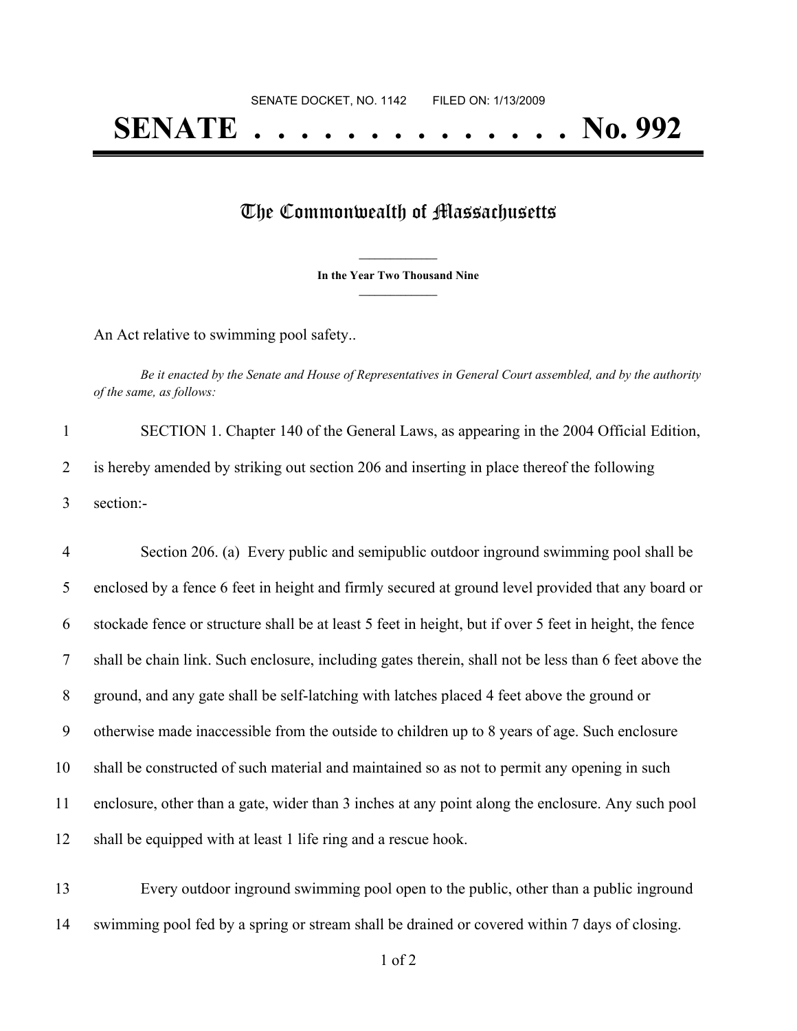SENATE DOCKET, NO. 1142        FILED ON: 1/13/2009

# SENATE . . . . . . . . . . . . . . No. 992

## The Commonwealth of Massachusetts

**In the Year Two Thousand Nine**

An Act relative to swimming pool safety..

*Be it enacted by the Senate and House of Representatives in General Court assembled, and by the authority of the same, as follows:*

SECTION 1. Chapter 140 of the General Laws, as appearing in the 2004 Official Edition, is hereby amended by striking out section 206 and inserting in place thereof the following section:-

Section 206. (a) Every public and semipublic outdoor inground swimming pool shall be enclosed by a fence 6 feet in height and firmly secured at ground level provided that any board or stockade fence or structure shall be at least 5 feet in height, but if over 5 feet in height, the fence shall be chain link. Such enclosure, including gates therein, shall not be less than 6 feet above the ground, and any gate shall be self-latching with latches placed 4 feet above the ground or otherwise made inaccessible from the outside to children up to 8 years of age. Such enclosure shall be constructed of such material and maintained so as not to permit any opening in such enclosure, other than a gate, wider than 3 inches at any point along the enclosure. Any such pool shall be equipped with at least 1 life ring and a rescue hook.

Every outdoor inground swimming pool open to the public, other than a public inground swimming pool fed by a spring or stream shall be drained or covered within 7 days of closing.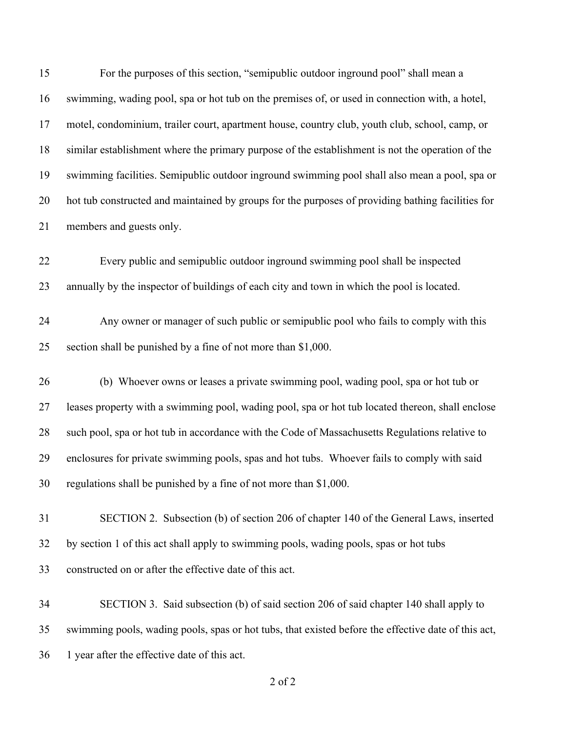For the purposes of this section, "semipublic outdoor inground pool" shall mean a swimming, wading pool, spa or hot tub on the premises of, or used in connection with, a hotel, motel, condominium, trailer court, apartment house, country club, youth club, school, camp, or similar establishment where the primary purpose of the establishment is not the operation of the swimming facilities. Semipublic outdoor inground swimming pool shall also mean a pool, spa or hot tub constructed and maintained by groups for the purposes of providing bathing facilities for members and guests only.

Every public and semipublic outdoor inground swimming pool shall be inspected annually by the inspector of buildings of each city and town in which the pool is located.

Any owner or manager of such public or semipublic pool who fails to comply with this section shall be punished by a fine of not more than $1,000.

(b) Whoever owns or leases a private swimming pool, wading pool, spa or hot tub or leases property with a swimming pool, wading pool, spa or hot tub located thereon, shall enclose such pool, spa or hot tub in accordance with the Code of Massachusetts Regulations relative to enclosures for private swimming pools, spas and hot tubs. Whoever fails to comply with said regulations shall be punished by a fine of not more than $1,000.

SECTION 2. Subsection (b) of section 206 of chapter 140 of the General Laws, inserted by section 1 of this act shall apply to swimming pools, wading pools, spas or hot tubs constructed on or after the effective date of this act.

SECTION 3. Said subsection (b) of said section 206 of said chapter 140 shall apply to swimming pools, wading pools, spas or hot tubs, that existed before the effective date of this act, 1 year after the effective date of this act.